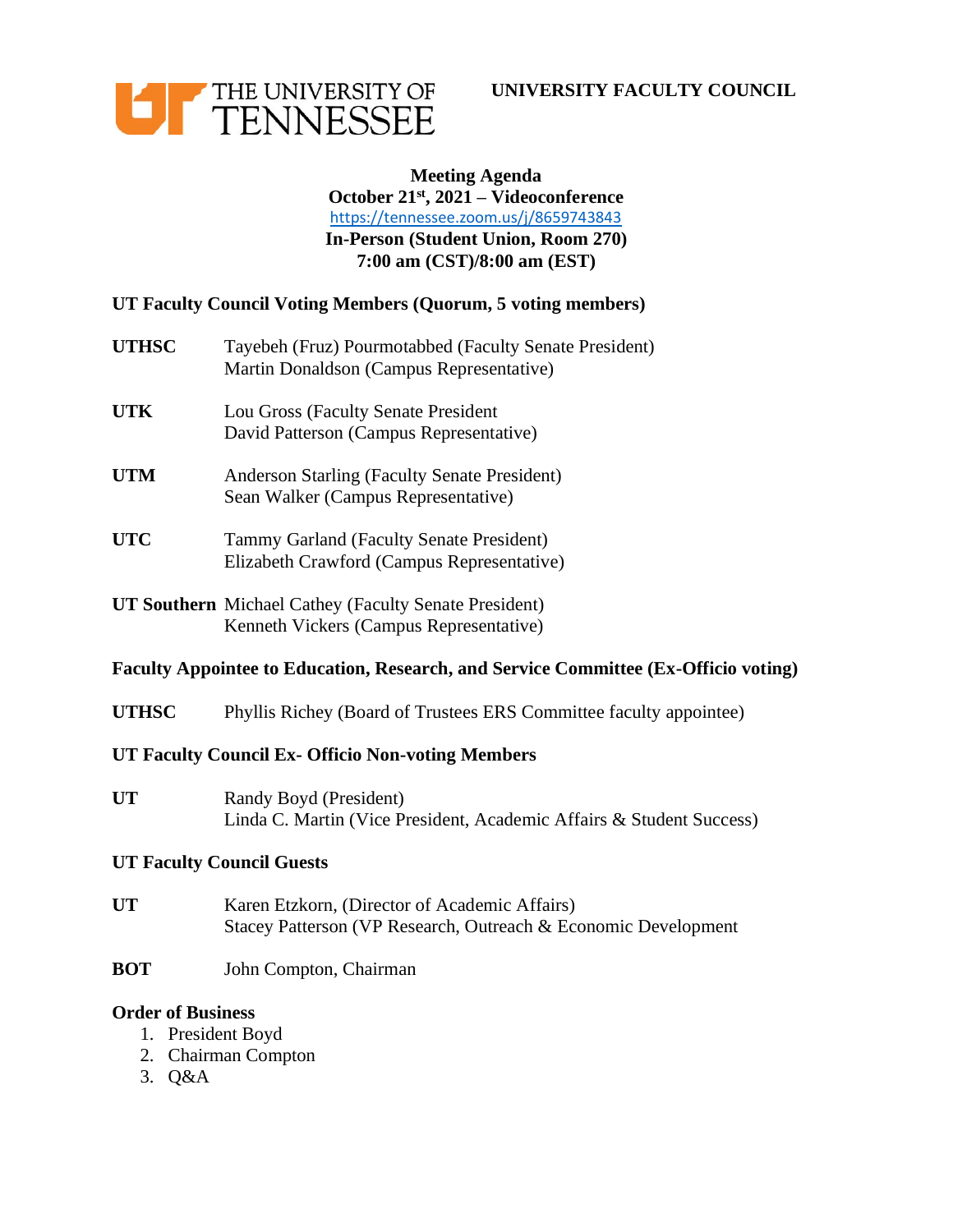THE UNIVERSITY OF TENNESSEE

**UNIVERSITY FACULTY COUNCIL**

**Meeting Agenda**
**October 21st, 2021 – Videoconference**
https://tennessee.zoom.us/j/8659743843
**In-Person (Student Union, Room 270)**
**7:00 am (CST)/8:00 am (EST)**

**UT Faculty Council Voting Members (Quorum, 5 voting members)**

**UTHSC** Tayebeh (Fruz) Pourmotabbed (Faculty Senate President)
Martin Donaldson (Campus Representative)

**UTK** Lou Gross (Faculty Senate President
David Patterson (Campus Representative)

**UTM** Anderson Starling (Faculty Senate President)
Sean Walker (Campus Representative)

**UTC** Tammy Garland (Faculty Senate President)
Elizabeth Crawford (Campus Representative)

**UT Southern** Michael Cathey (Faculty Senate President)
Kenneth Vickers (Campus Representative)

**Faculty Appointee to Education, Research, and Service Committee (Ex-Officio voting)**

**UTHSC** Phyllis Richey (Board of Trustees ERS Committee faculty appointee)

**UT Faculty Council Ex- Officio Non-voting Members**

**UT** Randy Boyd (President)
Linda C. Martin (Vice President, Academic Affairs & Student Success)

**UT Faculty Council Guests**

**UT** Karen Etzkorn, (Director of Academic Affairs)
Stacey Patterson (VP Research, Outreach & Economic Development

**BOT** John Compton, Chairman

**Order of Business**

1. President Boyd
2. Chairman Compton
3. Q&A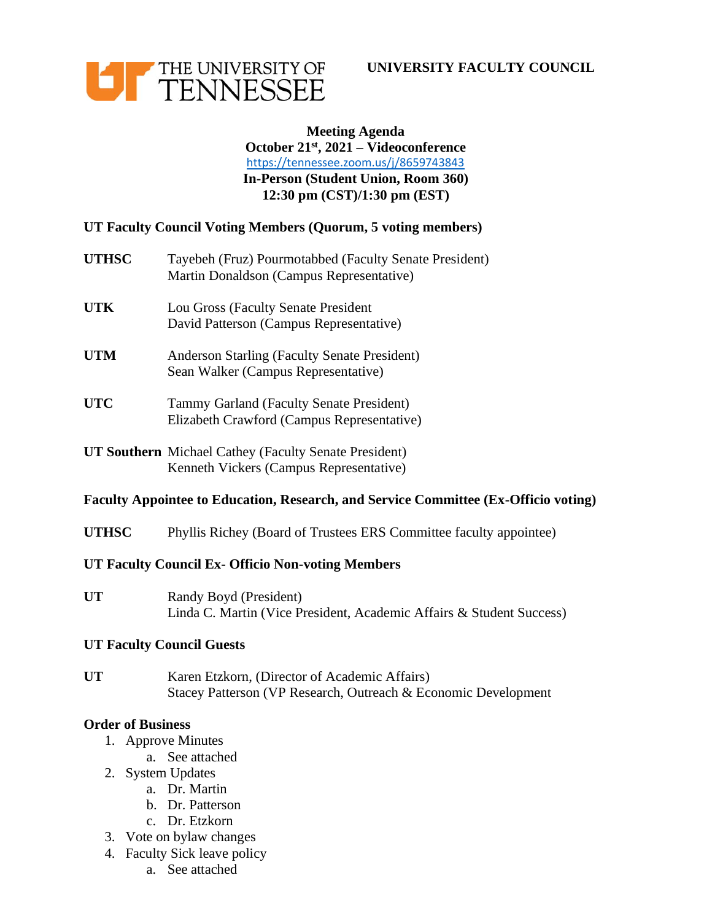THE UNIVERSITY OF TENNESSEE

**UNIVERSITY FACULTY COUNCIL**

**Meeting Agenda**
**October 21st, 2021 – Videoconference**
https://tennessee.zoom.us/j/8659743843
**In-Person (Student Union, Room 360)**
**12:30 pm (CST)/1:30 pm (EST)**

**UT Faculty Council Voting Members (Quorum, 5 voting members)**

**UTHSC** Tayebeh (Fruz) Pourmotabbed (Faculty Senate President)
Martin Donaldson (Campus Representative)

**UTK** Lou Gross (Faculty Senate President
David Patterson (Campus Representative)

**UTM** Anderson Starling (Faculty Senate President)
Sean Walker (Campus Representative)

**UTC** Tammy Garland (Faculty Senate President)
Elizabeth Crawford (Campus Representative)

**UT Southern** Michael Cathey (Faculty Senate President)
Kenneth Vickers (Campus Representative)

**Faculty Appointee to Education, Research, and Service Committee (Ex-Officio voting)**

**UTHSC** Phyllis Richey (Board of Trustees ERS Committee faculty appointee)

**UT Faculty Council Ex- Officio Non-voting Members**

**UT** Randy Boyd (President)
Linda C. Martin (Vice President, Academic Affairs & Student Success)

**UT Faculty Council Guests**

**UT** Karen Etzkorn, (Director of Academic Affairs)
Stacey Patterson (VP Research, Outreach & Economic Development

**Order of Business**

1. Approve Minutes
   a. See attached
2. System Updates
   a. Dr. Martin
   b. Dr. Patterson
   c. Dr. Etzkorn
3. Vote on bylaw changes
4. Faculty Sick leave policy
   a. See attached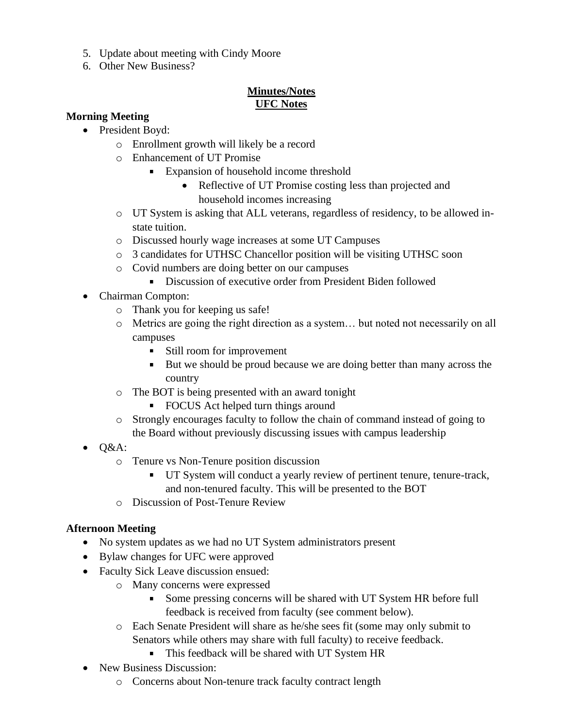5. Update about meeting with Cindy Moore
6. Other New Business?

**Minutes/Notes**
**UFC Notes**

**Morning Meeting**

- President Boyd:
  - Enrollment growth will likely be a record
  - Enhancement of UT Promise
    - Expansion of household income threshold
      - Reflective of UT Promise costing less than projected and household incomes increasing
  - UT System is asking that ALL veterans, regardless of residency, to be allowed in-state tuition.
  - Discussed hourly wage increases at some UT Campuses
  - 3 candidates for UTHSC Chancellor position will be visiting UTHSC soon
  - Covid numbers are doing better on our campuses
    - Discussion of executive order from President Biden followed
- Chairman Compton:
  - Thank you for keeping us safe!
  - Metrics are going the right direction as a system… but noted not necessarily on all campuses
    - Still room for improvement
    - But we should be proud because we are doing better than many across the country
  - The BOT is being presented with an award tonight
    - FOCUS Act helped turn things around
  - Strongly encourages faculty to follow the chain of command instead of going to the Board without previously discussing issues with campus leadership
- Q&A:
  - Tenure vs Non-Tenure position discussion
    - UT System will conduct a yearly review of pertinent tenure, tenure-track, and non-tenured faculty. This will be presented to the BOT
  - Discussion of Post-Tenure Review

**Afternoon Meeting**

- No system updates as we had no UT System administrators present
- Bylaw changes for UFC were approved
- Faculty Sick Leave discussion ensued:
  - Many concerns were expressed
    - Some pressing concerns will be shared with UT System HR before full feedback is received from faculty (see comment below).
  - Each Senate President will share as he/she sees fit (some may only submit to Senators while others may share with full faculty) to receive feedback.
    - This feedback will be shared with UT System HR
- New Business Discussion:
  - Concerns about Non-tenure track faculty contract length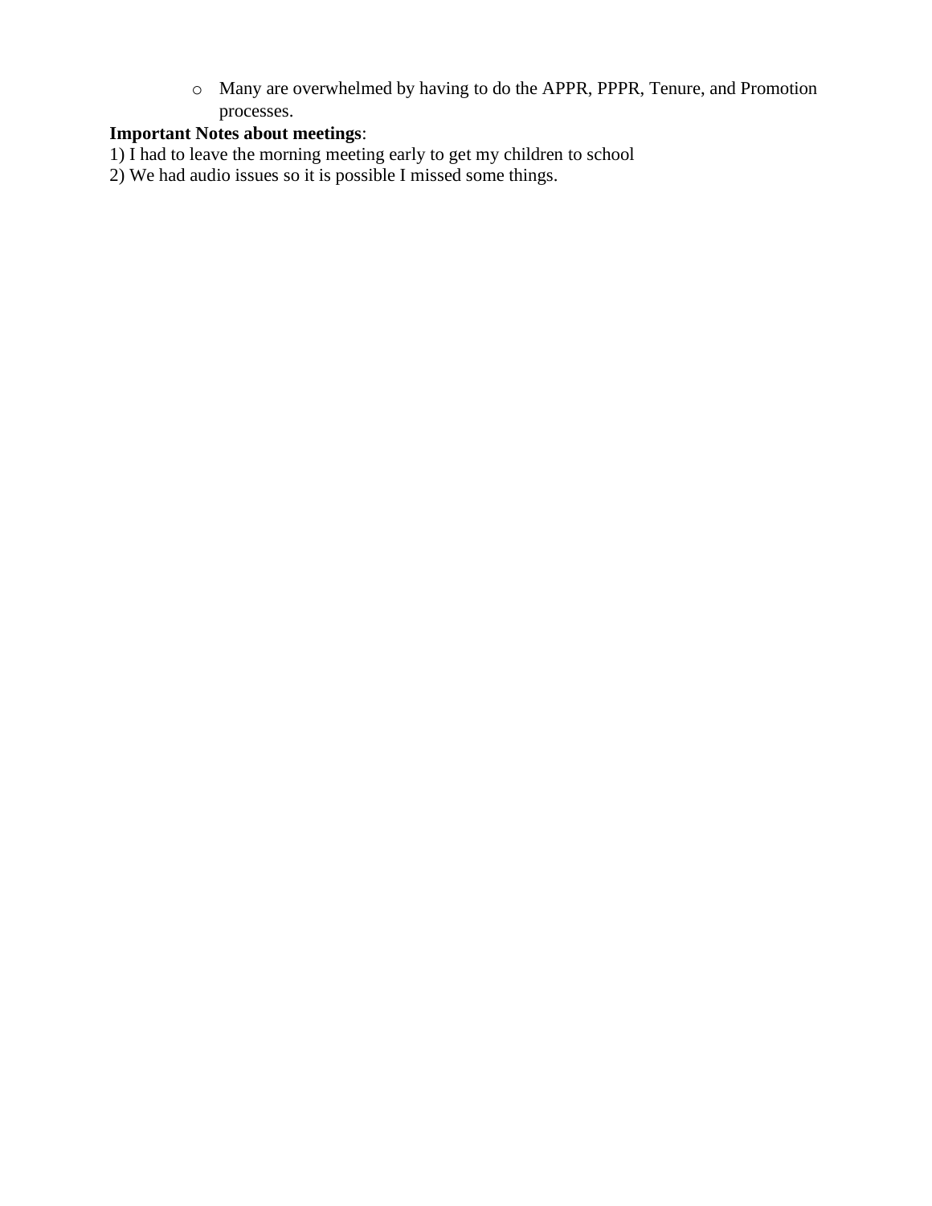- Many are overwhelmed by having to do the APPR, PPPR, Tenure, and Promotion processes.

**Important Notes about meetings**:
1) I had to leave the morning meeting early to get my children to school
2) We had audio issues so it is possible I missed some things.